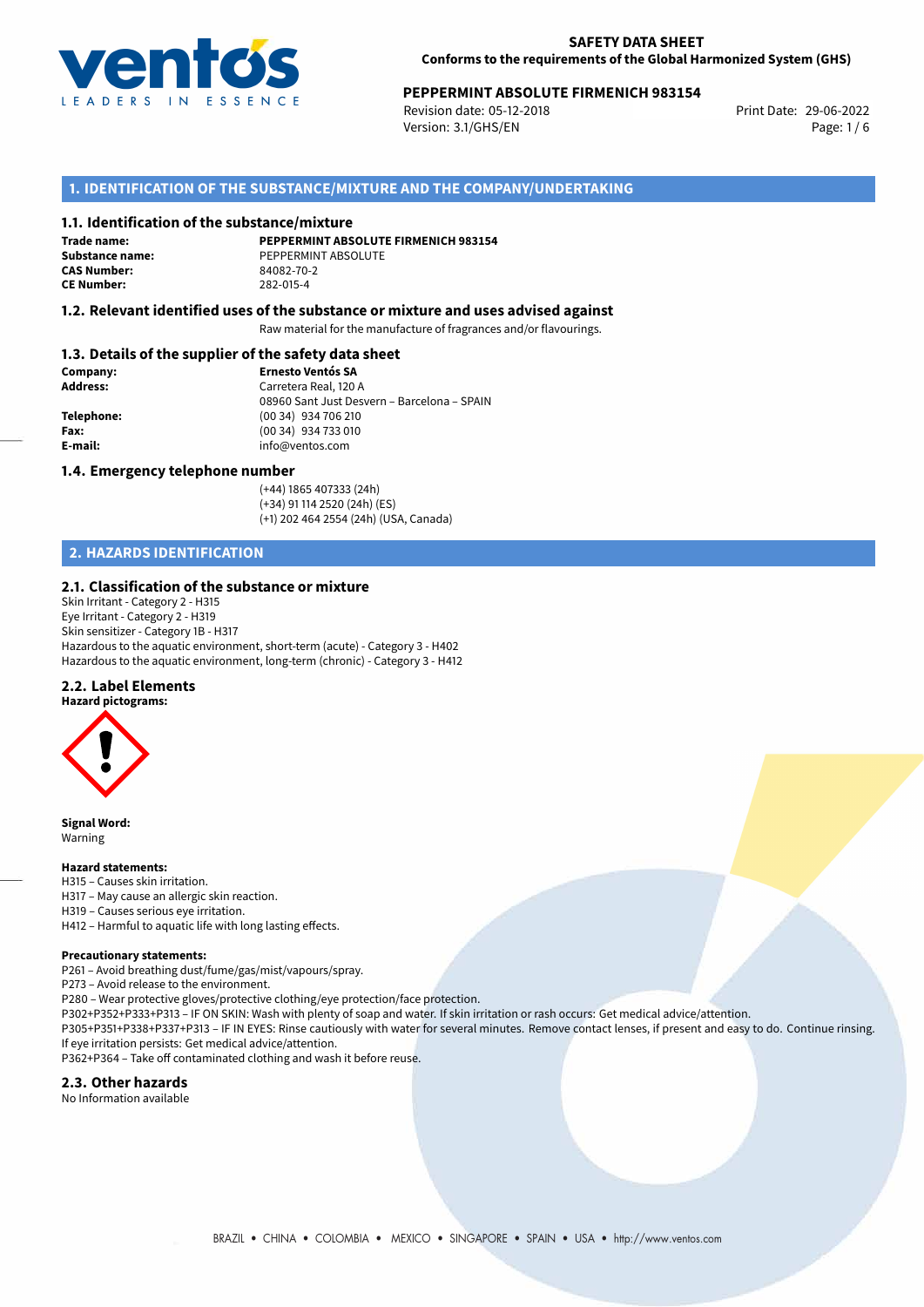**SAFETY DATA SHEET**
**Conforms to the requirements of the Global Harmonized System (GHS)**

**PEPPERMINT ABSOLUTE FIRMENICH 983154**

Revision date: 05-12-2018
Version: 3.1/GHS/EN
Print Date: 29-06-2022

## 1. IDENTIFICATION OF THE SUBSTANCE/MIXTURE AND THE COMPANY/UNDERTAKING

### 1.1. Identification of the substance/mixture

**Trade name:** **PEPPERMINT ABSOLUTE FIRMENICH 983154**
**Substance name:** PEPPERMINT ABSOLUTE
**CAS Number:** 84082-70-2
**CE Number:** 282-015-4

### 1.2. Relevant identified uses of the substance or mixture and uses advised against

Raw material for the manufacture of fragrances and/or flavourings.

### 1.3. Details of the supplier of the safety data sheet

**Company:** **Ernesto Ventós SA**
**Address:** Carretera Real, 120 A
08960 Sant Just Desvern – Barcelona – SPAIN
**Telephone:** (00 34) 934 706 210
**Fax:** (00 34) 934 733 010
**E-mail:** info@ventos.com

### 1.4. Emergency telephone number

(+44) 1865 407333 (24h)
(+34) 91 114 2520 (24h) (ES)
(+1) 202 464 2554 (24h) (USA, Canada)

## 2. HAZARDS IDENTIFICATION

### 2.1. Classification of the substance or mixture

Skin Irritant - Category 2 - H315
Eye Irritant - Category 2 - H319
Skin sensitizer - Category 1B - H317
Hazardous to the aquatic environment, short-term (acute) - Category 3 - H402
Hazardous to the aquatic environment, long-term (chronic) - Category 3 - H412

### 2.2. Label Elements

**Hazard pictograms:**

**Signal Word:**
Warning

**Hazard statements:**
H315 – Causes skin irritation.
H317 – May cause an allergic skin reaction.
H319 – Causes serious eye irritation.
H412 – Harmful to aquatic life with long lasting effects.

**Precautionary statements:**
P261 – Avoid breathing dust/fume/gas/mist/vapours/spray.
P273 – Avoid release to the environment.
P280 – Wear protective gloves/protective clothing/eye protection/face protection.
P302+P352+P333+P313 – IF ON SKIN: Wash with plenty of soap and water. If skin irritation or rash occurs: Get medical advice/attention.
P305+P351+P338+P337+P313 – IF IN EYES: Rinse cautiously with water for several minutes. Remove contact lenses, if present and easy to do. Continue rinsing. If eye irritation persists: Get medical advice/attention.
P362+P364 – Take off contaminated clothing and wash it before reuse.

### 2.3. Other hazards

No Information available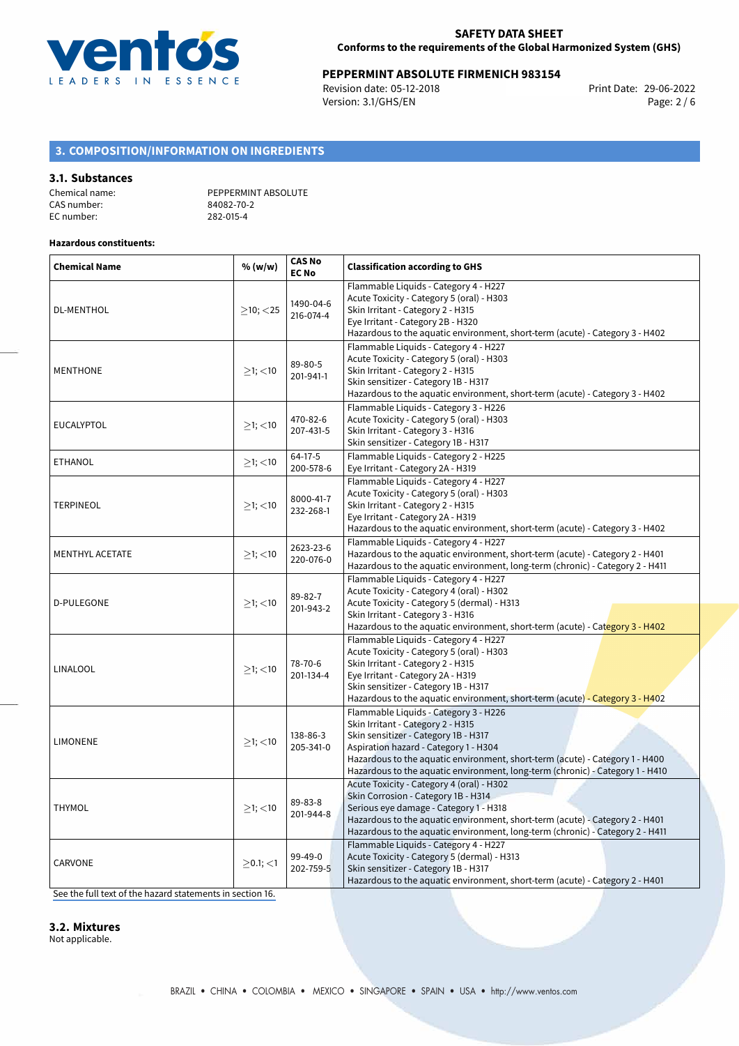## 3. COMPOSITION/INFORMATION ON INGREDIENTS

### 3.1. Substances

Chemical name: PEPPERMINT ABSOLUTE
CAS number: 84082-70-2
EC number: 282-015-4

**Hazardous constituents:**

| Chemical Name | % (w/w) | CAS No EC No | Classification according to GHS |
|---|---|---|---|
| DL-MENTHOL | ≥10; <25 | 1490-04-6 216-074-4 | Flammable Liquids - Category 4 - H227<br>Acute Toxicity - Category 5 (oral) - H303<br>Skin Irritant - Category 2 - H315<br>Eye Irritant - Category 2B - H320<br>Hazardous to the aquatic environment, short-term (acute) - Category 3 - H402 |
| MENTHONE | ≥1; <10 | 89-80-5 201-941-1 | Flammable Liquids - Category 4 - H227<br>Acute Toxicity - Category 5 (oral) - H303<br>Skin Irritant - Category 2 - H315<br>Skin sensitizer - Category 1B - H317<br>Hazardous to the aquatic environment, short-term (acute) - Category 3 - H402 |
| EUCALYPTOL | ≥1; <10 | 470-82-6 207-431-5 | Flammable Liquids - Category 3 - H226<br>Acute Toxicity - Category 5 (oral) - H303<br>Skin Irritant - Category 3 - H316<br>Skin sensitizer - Category 1B - H317 |
| ETHANOL | ≥1; <10 | 64-17-5 200-578-6 | Flammable Liquids - Category 2 - H225<br>Eye Irritant - Category 2A - H319 |
| TERPINEOL | ≥1; <10 | 8000-41-7 232-268-1 | Flammable Liquids - Category 4 - H227<br>Acute Toxicity - Category 5 (oral) - H303<br>Skin Irritant - Category 2 - H315<br>Eye Irritant - Category 2A - H319<br>Hazardous to the aquatic environment, short-term (acute) - Category 3 - H402 |
| MENTHYL ACETATE | ≥1; <10 | 2623-23-6 220-076-0 | Flammable Liquids - Category 4 - H227<br>Hazardous to the aquatic environment, short-term (acute) - Category 2 - H401<br>Hazardous to the aquatic environment, long-term (chronic) - Category 2 - H411 |
| D-PULEGONE | ≥1; <10 | 89-82-7 201-943-2 | Flammable Liquids - Category 4 - H227<br>Acute Toxicity - Category 4 (oral) - H302<br>Acute Toxicity - Category 5 (dermal) - H313<br>Skin Irritant - Category 3 - H316<br>Hazardous to the aquatic environment, short-term (acute) - Category 3 - H402 |
| LINALOOL | ≥1; <10 | 78-70-6 201-134-4 | Flammable Liquids - Category 4 - H227<br>Acute Toxicity - Category 5 (oral) - H303<br>Skin Irritant - Category 2 - H315<br>Eye Irritant - Category 2A - H319<br>Skin sensitizer - Category 1B - H317<br>Hazardous to the aquatic environment, short-term (acute) - Category 3 - H402 |
| LIMONENE | ≥1; <10 | 138-86-3 205-341-0 | Flammable Liquids - Category 3 - H226<br>Skin Irritant - Category 2 - H315<br>Skin sensitizer - Category 1B - H317<br>Aspiration hazard - Category 1 - H304<br>Hazardous to the aquatic environment, short-term (acute) - Category 1 - H400<br>Hazardous to the aquatic environment, long-term (chronic) - Category 1 - H410 |
| THYMOL | ≥1; <10 | 89-83-8 201-944-8 | Acute Toxicity - Category 4 (oral) - H302<br>Skin Corrosion - Category 1B - H314<br>Serious eye damage - Category 1 - H318<br>Hazardous to the aquatic environment, short-term (acute) - Category 2 - H401<br>Hazardous to the aquatic environment, long-term (chronic) - Category 2 - H411 |
| CARVONE | ≥0.1; <1 | 99-49-0 202-759-5 | Flammable Liquids - Category 4 - H227<br>Acute Toxicity - Category 5 (dermal) - H313<br>Skin sensitizer - Category 1B - H317<br>Hazardous to the aquatic environment, short-term (acute) - Category 2 - H401 |

See the full text of the hazard statements in section 16.

### 3.2. Mixtures

Not applicable.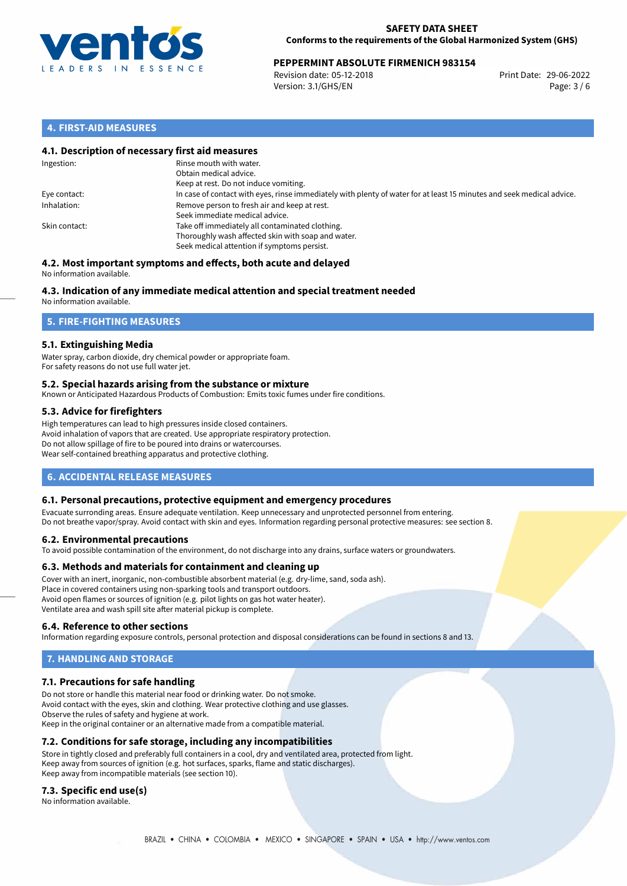## 4. FIRST-AID MEASURES

### 4.1. Description of necessary first aid measures

| | |
|---|---|
| Ingestion: | Rinse mouth with water.<br>Obtain medical advice.<br>Keep at rest. Do not induce vomiting. |
| Eye contact: | In case of contact with eyes, rinse immediately with plenty of water for at least 15 minutes and seek medical advice. |
| Inhalation: | Remove person to fresh air and keep at rest.<br>Seek immediate medical advice. |
| Skin contact: | Take off immediately all contaminated clothing.<br>Thoroughly wash affected skin with soap and water.<br>Seek medical attention if symptoms persist. |

### 4.2. Most important symptoms and effects, both acute and delayed

No information available.

### 4.3. Indication of any immediate medical attention and special treatment needed

No information available.

## 5. FIRE-FIGHTING MEASURES

### 5.1. Extinguishing Media

Water spray, carbon dioxide, dry chemical powder or appropriate foam.
For safety reasons do not use full water jet.

### 5.2. Special hazards arising from the substance or mixture

Known or Anticipated Hazardous Products of Combustion: Emits toxic fumes under fire conditions.

### 5.3. Advice for firefighters

High temperatures can lead to high pressures inside closed containers.
Avoid inhalation of vapors that are created. Use appropriate respiratory protection.
Do not allow spillage of fire to be poured into drains or watercourses.
Wear self-contained breathing apparatus and protective clothing.

## 6. ACCIDENTAL RELEASE MEASURES

### 6.1. Personal precautions, protective equipment and emergency procedures

Evacuate surronding areas. Ensure adequate ventilation. Keep unnecessary and unprotected personnel from entering.
Do not breathe vapor/spray. Avoid contact with skin and eyes. Information regarding personal protective measures: see section 8.

### 6.2. Environmental precautions

To avoid possible contamination of the environment, do not discharge into any drains, surface waters or groundwaters.

### 6.3. Methods and materials for containment and cleaning up

Cover with an inert, inorganic, non-combustible absorbent material (e.g. dry-lime, sand, soda ash).
Place in covered containers using non-sparking tools and transport outdoors.
Avoid open flames or sources of ignition (e.g. pilot lights on gas hot water heater).
Ventilate area and wash spill site after material pickup is complete.

### 6.4. Reference to other sections

Information regarding exposure controls, personal protection and disposal considerations can be found in sections 8 and 13.

## 7. HANDLING AND STORAGE

### 7.1. Precautions for safe handling

Do not store or handle this material near food or drinking water. Do not smoke.
Avoid contact with the eyes, skin and clothing. Wear protective clothing and use glasses.
Observe the rules of safety and hygiene at work.
Keep in the original container or an alternative made from a compatible material.

### 7.2. Conditions for safe storage, including any incompatibilities

Store in tightly closed and preferably full containers in a cool, dry and ventilated area, protected from light.
Keep away from sources of ignition (e.g. hot surfaces, sparks, flame and static discharges).
Keep away from incompatible materials (see section 10).

### 7.3. Specific end use(s)

No information available.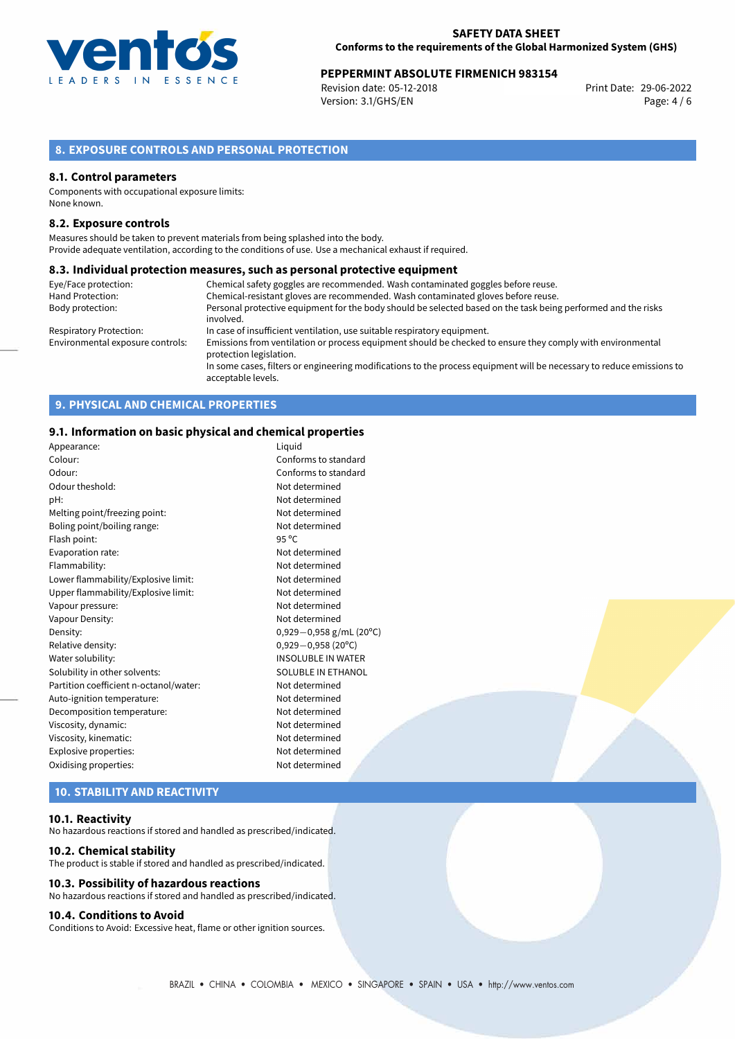## 8. EXPOSURE CONTROLS AND PERSONAL PROTECTION

### 8.1. Control parameters

Components with occupational exposure limits:
None known.

### 8.2. Exposure controls

Measures should be taken to prevent materials from being splashed into the body.
Provide adequate ventilation, according to the conditions of use. Use a mechanical exhaust if required.

### 8.3. Individual protection measures, such as personal protective equipment

| | |
|---|---|
| Eye/Face protection: | Chemical safety goggles are recommended. Wash contaminated goggles before reuse. |
| Hand Protection: | Chemical-resistant gloves are recommended. Wash contaminated gloves before reuse. |
| Body protection: | Personal protective equipment for the body should be selected based on the task being performed and the risks involved. |
| Respiratory Protection: | In case of insufficient ventilation, use suitable respiratory equipment. |
| Environmental exposure controls: | Emissions from ventilation or process equipment should be checked to ensure they comply with environmental protection legislation. In some cases, filters or engineering modifications to the process equipment will be necessary to reduce emissions to acceptable levels. |

## 9. PHYSICAL AND CHEMICAL PROPERTIES

### 9.1. Information on basic physical and chemical properties

| | |
|---|---|
| Appearance: | Liquid |
| Colour: | Conforms to standard |
| Odour: | Conforms to standard |
| Odour theshold: | Not determined |
| pH: | Not determined |
| Melting point/freezing point: | Not determined |
| Boling point/boiling range: | Not determined |
| Flash point: | 95 °C |
| Evaporation rate: | Not determined |
| Flammability: | Not determined |
| Lower flammability/Explosive limit: | Not determined |
| Upper flammability/Explosive limit: | Not determined |
| Vapour pressure: | Not determined |
| Vapour Density: | Not determined |
| Density: | 0,929−0,958 g/mL (20°C) |
| Relative density: | 0,929−0,958 (20°C) |
| Water solubility: | INSOLUBLE IN WATER |
| Solubility in other solvents: | SOLUBLE IN ETHANOL |
| Partition coefficient n-octanol/water: | Not determined |
| Auto-ignition temperature: | Not determined |
| Decomposition temperature: | Not determined |
| Viscosity, dynamic: | Not determined |
| Viscosity, kinematic: | Not determined |
| Explosive properties: | Not determined |
| Oxidising properties: | Not determined |

## 10. STABILITY AND REACTIVITY

### 10.1. Reactivity

No hazardous reactions if stored and handled as prescribed/indicated.

### 10.2. Chemical stability

The product is stable if stored and handled as prescribed/indicated.

### 10.3. Possibility of hazardous reactions

No hazardous reactions if stored and handled as prescribed/indicated.

### 10.4. Conditions to Avoid

Conditions to Avoid: Excessive heat, flame or other ignition sources.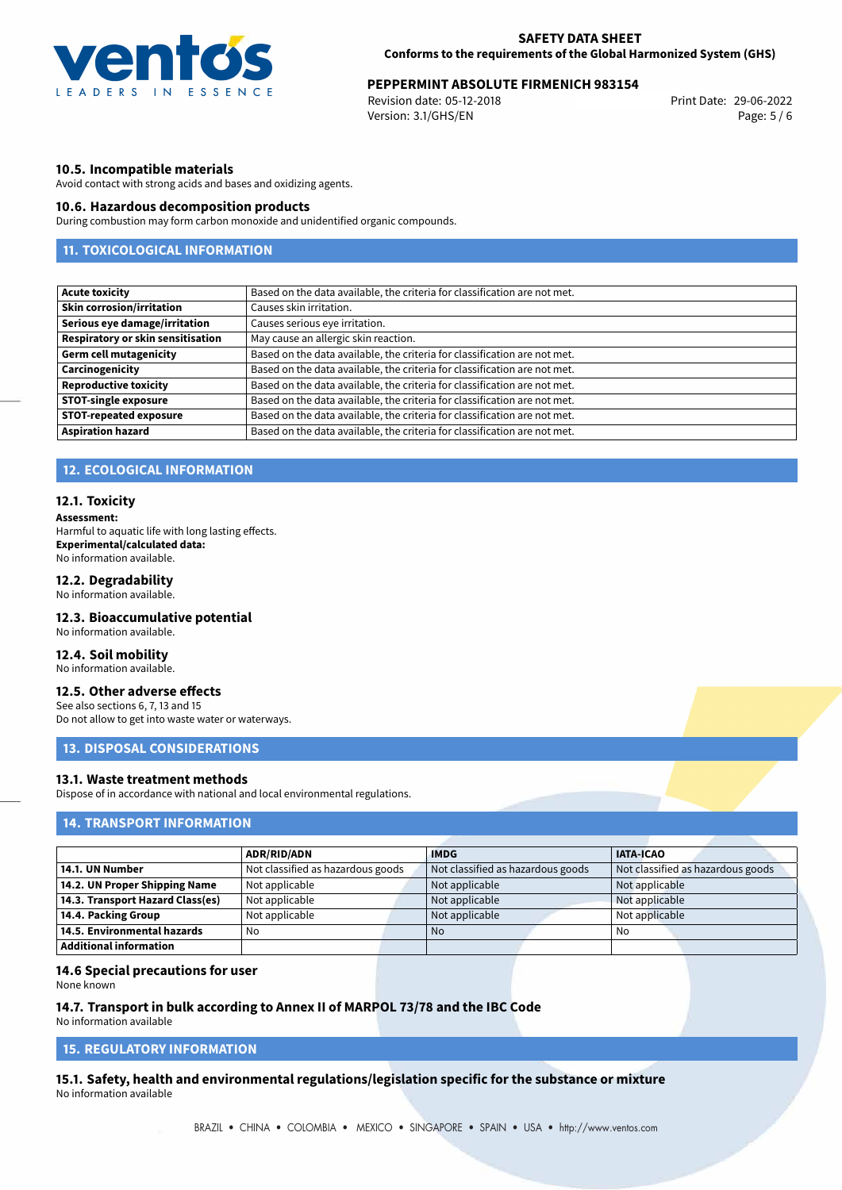### 10.5. Incompatible materials

Avoid contact with strong acids and bases and oxidizing agents.

### 10.6. Hazardous decomposition products

During combustion may form carbon monoxide and unidentified organic compounds.

## 11. TOXICOLOGICAL INFORMATION

| | |
|---|---|
| **Acute toxicity** | Based on the data available, the criteria for classification are not met. |
| **Skin corrosion/irritation** | Causes skin irritation. |
| **Serious eye damage/irritation** | Causes serious eye irritation. |
| **Respiratory or skin sensitisation** | May cause an allergic skin reaction. |
| **Germ cell mutagenicity** | Based on the data available, the criteria for classification are not met. |
| **Carcinogenicity** | Based on the data available, the criteria for classification are not met. |
| **Reproductive toxicity** | Based on the data available, the criteria for classification are not met. |
| **STOT-single exposure** | Based on the data available, the criteria for classification are not met. |
| **STOT-repeated exposure** | Based on the data available, the criteria for classification are not met. |
| **Aspiration hazard** | Based on the data available, the criteria for classification are not met. |

## 12. ECOLOGICAL INFORMATION

### 12.1. Toxicity

**Assessment:**
Harmful to aquatic life with long lasting effects.
**Experimental/calculated data:**
No information available.

### 12.2. Degradability

No information available.

### 12.3. Bioaccumulative potential

No information available.

### 12.4. Soil mobility

No information available.

### 12.5. Other adverse effects

See also sections 6, 7, 13 and 15
Do not allow to get into waste water or waterways.

## 13. DISPOSAL CONSIDERATIONS

### 13.1. Waste treatment methods

Dispose of in accordance with national and local environmental regulations.

## 14. TRANSPORT INFORMATION

| | ADR/RID/ADN | IMDG | IATA-ICAO |
|---|---|---|---|
| **14.1. UN Number** | Not classified as hazardous goods | Not classified as hazardous goods | Not classified as hazardous goods |
| **14.2. UN Proper Shipping Name** | Not applicable | Not applicable | Not applicable |
| **14.3. Transport Hazard Class(es)** | Not applicable | Not applicable | Not applicable |
| **14.4. Packing Group** | Not applicable | Not applicable | Not applicable |
| **14.5. Environmental hazards** | No | No | No |
| **Additional information** | | | |

### 14.6 Special precautions for user

None known

### 14.7. Transport in bulk according to Annex II of MARPOL 73/78 and the IBC Code

No information available

## 15. REGULATORY INFORMATION

### 15.1. Safety, health and environmental regulations/legislation specific for the substance or mixture

No information available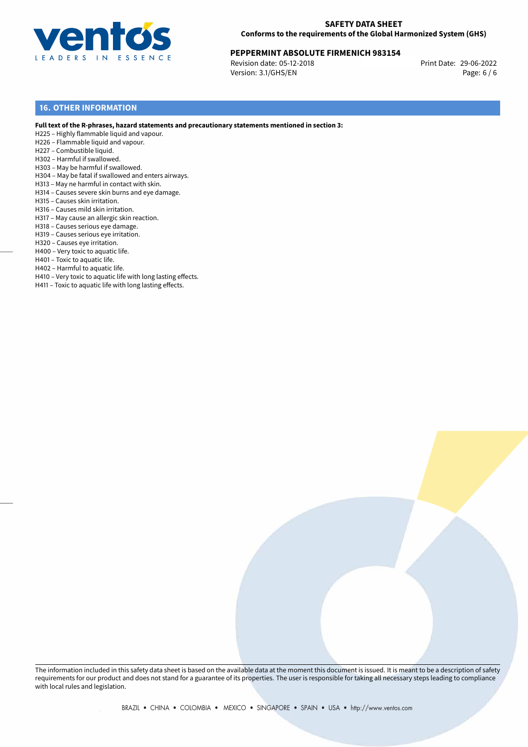## 16. OTHER INFORMATION

**Full text of the R-phrases, hazard statements and precautionary statements mentioned in section 3:**

H225 – Highly flammable liquid and vapour.
H226 – Flammable liquid and vapour.
H227 – Combustible liquid.
H302 – Harmful if swallowed.
H303 – May be harmful if swallowed.
H304 – May be fatal if swallowed and enters airways.
H313 – May ne harmful in contact with skin.
H314 – Causes severe skin burns and eye damage.
H315 – Causes skin irritation.
H316 – Causes mild skin irritation.
H317 – May cause an allergic skin reaction.
H318 – Causes serious eye damage.
H319 – Causes serious eye irritation.
H320 – Causes eye irritation.
H400 – Very toxic to aquatic life.
H401 – Toxic to aquatic life.
H402 – Harmful to aquatic life.
H410 – Very toxic to aquatic life with long lasting effects.
H411 – Toxic to aquatic life with long lasting effects.

The information included in this safety data sheet is based on the available data at the moment this document is issued. It is meant to be a description of safety requirements for our product and does not stand for a guarantee of its properties. The user is responsible for taking all necessary steps leading to compliance with local rules and legislation.